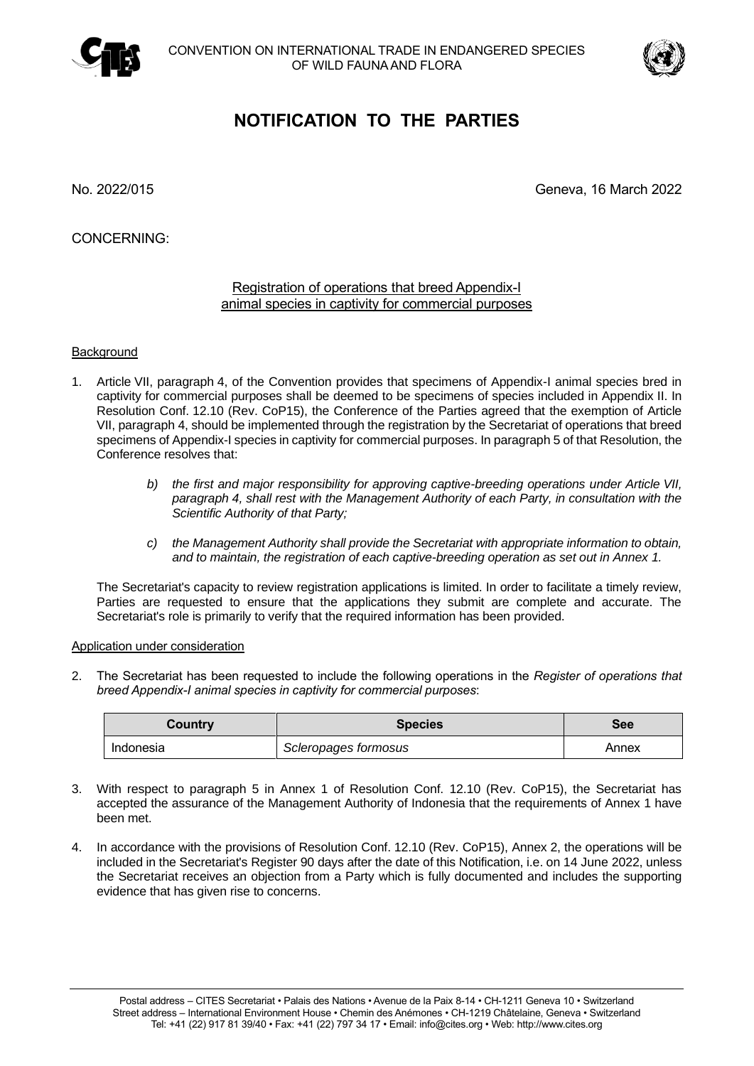CONVENTION ON INTERNATIONAL TRADE IN ENDANGERED SPECIES OF WILD FAUNA AND FLORA

# NOTIFICATION TO THE PARTIES

No. 2022/015

Geneva, 16 March 2022

CONCERNING:

Registration of operations that breed Appendix-I animal species in captivity for commercial purposes

## Background

1. Article VII, paragraph 4, of the Convention provides that specimens of Appendix-I animal species bred in captivity for commercial purposes shall be deemed to be specimens of species included in Appendix II. In Resolution Conf. 12.10 (Rev. CoP15), the Conference of the Parties agreed that the exemption of Article VII, paragraph 4, should be implemented through the registration by the Secretariat of operations that breed specimens of Appendix-I species in captivity for commercial purposes. In paragraph 5 of that Resolution, the Conference resolves that:

   *b) the first and major responsibility for approving captive-breeding operations under Article VII, paragraph 4, shall rest with the Management Authority of each Party, in consultation with the Scientific Authority of that Party;*

   *c) the Management Authority shall provide the Secretariat with appropriate information to obtain, and to maintain, the registration of each captive-breeding operation as set out in Annex 1.*

   The Secretariat's capacity to review registration applications is limited. In order to facilitate a timely review, Parties are requested to ensure that the applications they submit are complete and accurate. The Secretariat's role is primarily to verify that the required information has been provided.

## Application under consideration

2. The Secretariat has been requested to include the following operations in the *Register of operations that breed Appendix-I animal species in captivity for commercial purposes*:

| Country | Species | See |
|---|---|---|
| Indonesia | *Scleropages formosus* | Annex |

3. With respect to paragraph 5 in Annex 1 of Resolution Conf. 12.10 (Rev. CoP15), the Secretariat has accepted the assurance of the Management Authority of Indonesia that the requirements of Annex 1 have been met.

4. In accordance with the provisions of Resolution Conf. 12.10 (Rev. CoP15), Annex 2, the operations will be included in the Secretariat's Register 90 days after the date of this Notification, i.e. on 14 June 2022, unless the Secretariat receives an objection from a Party which is fully documented and includes the supporting evidence that has given rise to concerns.

Postal address – CITES Secretariat • Palais des Nations • Avenue de la Paix 8-14 • CH-1211 Geneva 10 • Switzerland
Street address – International Environment House • Chemin des Anémones • CH-1219 Châtelaine, Geneva • Switzerland
Tel: +41 (22) 917 81 39/40 • Fax: +41 (22) 797 34 17 • Email: info@cites.org • Web: http://www.cites.org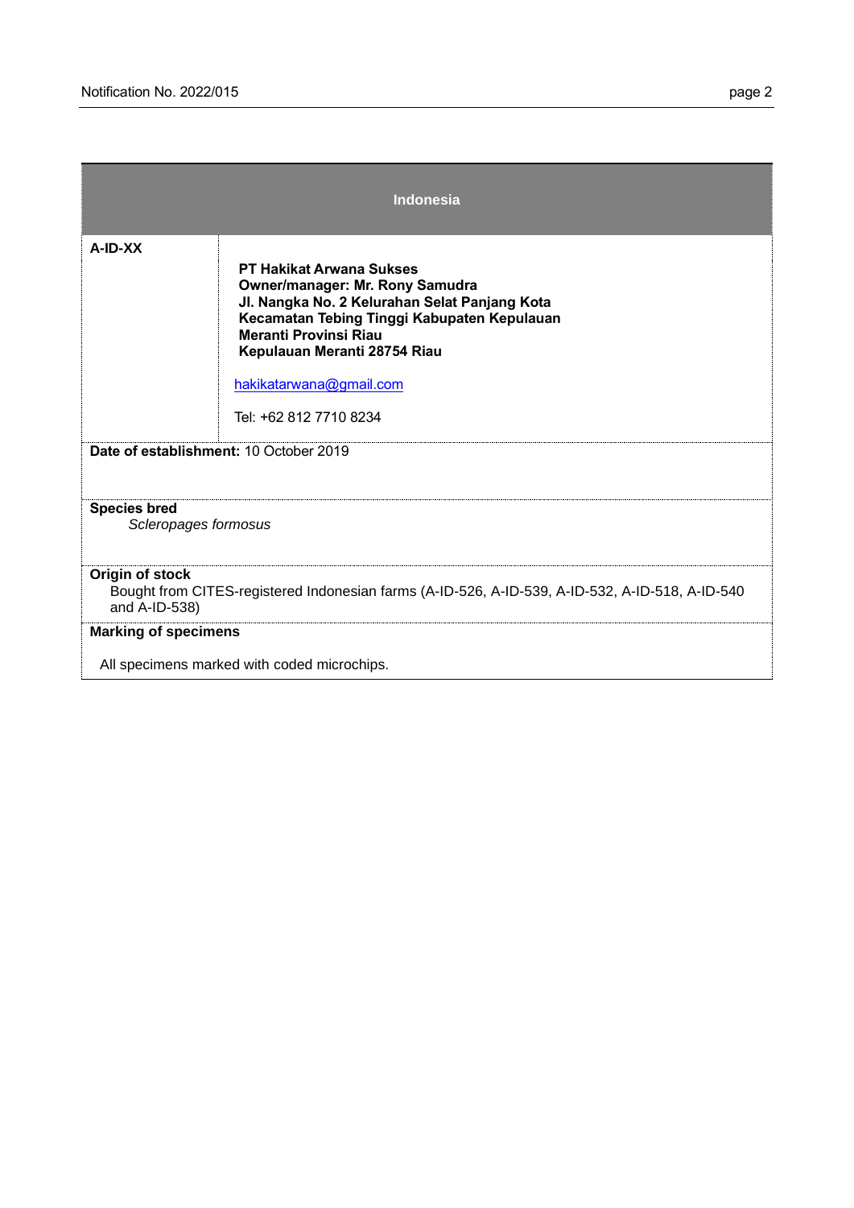## Indonesia

| | |
|---|---|
| **A-ID-XX** | **PT Hakikat Arwana Sukses**<br>**Owner/manager: Mr. Rony Samudra**<br>**Jl. Nangka No. 2 Kelurahan Selat Panjang Kota**<br>**Kecamatan Tebing Tinggi Kabupaten Kepulauan**<br>**Meranti Provinsi Riau**<br>**Kepulauan Meranti 28754 Riau**<br><br>hakikatarwana@gmail.com<br><br>Tel: +62 812 7710 8234 |

**Date of establishment:** 10 October 2019

**Species bred**

*Scleropages formosus*

**Origin of stock**

Bought from CITES-registered Indonesian farms (A-ID-526, A-ID-539, A-ID-532, A-ID-518, A-ID-540 and A-ID-538)

**Marking of specimens**

All specimens marked with coded microchips.